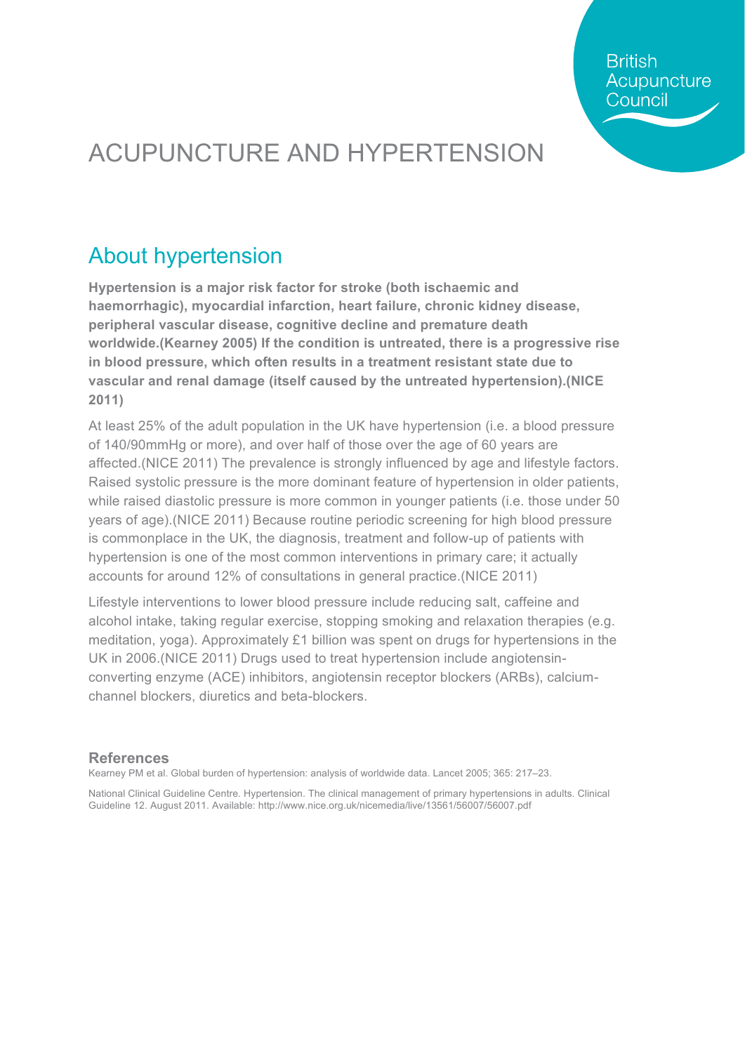# ACUPUNCTURE AND HYPERTENSION

## About hypertension

**Hypertension is a major risk factor for stroke (both ischaemic and haemorrhagic), myocardial infarction, heart failure, chronic kidney disease, peripheral vascular disease, cognitive decline and premature death worldwide.(Kearney 2005) If the condition is untreated, there is a progressive rise in blood pressure, which often results in a treatment resistant state due to vascular and renal damage (itself caused by the untreated hypertension).(NICE 2011)**

At least 25% of the adult population in the UK have hypertension (i.e. a blood pressure of 140/90mmHg or more), and over half of those over the age of 60 years are affected.(NICE 2011) The prevalence is strongly influenced by age and lifestyle factors. Raised systolic pressure is the more dominant feature of hypertension in older patients, while raised diastolic pressure is more common in younger patients (i.e. those under 50 years of age).(NICE 2011) Because routine periodic screening for high blood pressure is commonplace in the UK, the diagnosis, treatment and follow-up of patients with hypertension is one of the most common interventions in primary care; it actually accounts for around 12% of consultations in general practice.(NICE 2011)

Lifestyle interventions to lower blood pressure include reducing salt, caffeine and alcohol intake, taking regular exercise, stopping smoking and relaxation therapies (e.g. meditation, yoga). Approximately £1 billion was spent on drugs for hypertensions in the UK in 2006.(NICE 2011) Drugs used to treat hypertension include angiotensin-converting enzyme (ACE) inhibitors, angiotensin receptor blockers (ARBs), calcium-channel blockers, diuretics and beta-blockers.

### References

Kearney PM et al. Global burden of hypertension: analysis of worldwide data. Lancet 2005; 365: 217–23.

National Clinical Guideline Centre. Hypertension. The clinical management of primary hypertensions in adults. Clinical Guideline 12. August 2011. Available: http://www.nice.org.uk/nicemedia/live/13561/56007/56007.pdf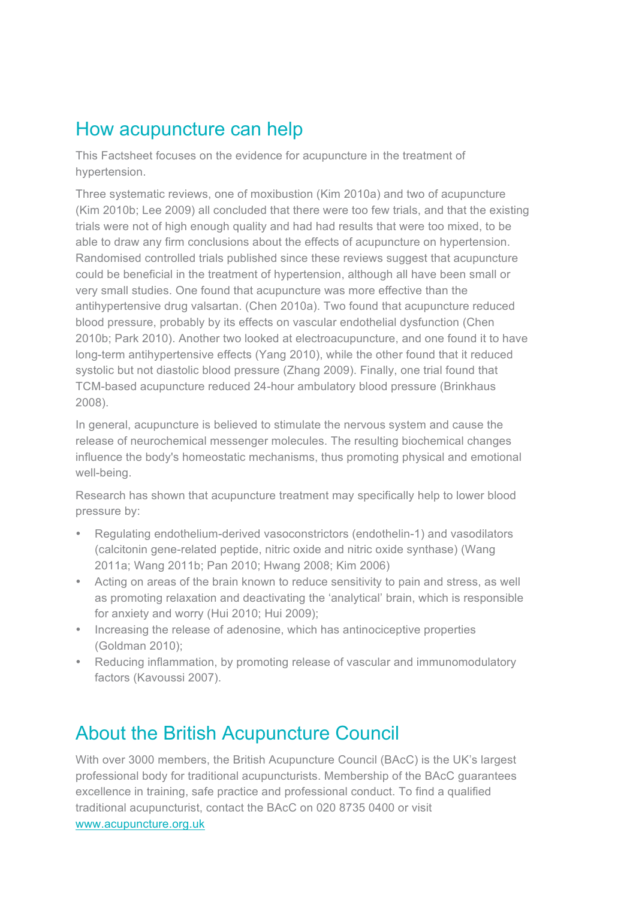## How acupuncture can help

This Factsheet focuses on the evidence for acupuncture in the treatment of hypertension.

Three systematic reviews, one of moxibustion (Kim 2010a) and two of acupuncture (Kim 2010b; Lee 2009) all concluded that there were too few trials, and that the existing trials were not of high enough quality and had had results that were too mixed, to be able to draw any firm conclusions about the effects of acupuncture on hypertension. Randomised controlled trials published since these reviews suggest that acupuncture could be beneficial in the treatment of hypertension, although all have been small or very small studies. One found that acupuncture was more effective than the antihypertensive drug valsartan. (Chen 2010a). Two found that acupuncture reduced blood pressure, probably by its effects on vascular endothelial dysfunction (Chen 2010b; Park 2010). Another two looked at electroacupuncture, and one found it to have long-term antihypertensive effects (Yang 2010), while the other found that it reduced systolic but not diastolic blood pressure (Zhang 2009). Finally, one trial found that TCM-based acupuncture reduced 24-hour ambulatory blood pressure (Brinkhaus 2008).

In general, acupuncture is believed to stimulate the nervous system and cause the release of neurochemical messenger molecules. The resulting biochemical changes influence the body's homeostatic mechanisms, thus promoting physical and emotional well-being.

Research has shown that acupuncture treatment may specifically help to lower blood pressure by:

- Regulating endothelium-derived vasoconstrictors (endothelin-1) and vasodilators (calcitonin gene-related peptide, nitric oxide and nitric oxide synthase) (Wang 2011a; Wang 2011b; Pan 2010; Hwang 2008; Kim 2006)
- Acting on areas of the brain known to reduce sensitivity to pain and stress, as well as promoting relaxation and deactivating the 'analytical' brain, which is responsible for anxiety and worry (Hui 2010; Hui 2009);
- Increasing the release of adenosine, which has antinociceptive properties (Goldman 2010);
- Reducing inflammation, by promoting release of vascular and immunomodulatory factors (Kavoussi 2007).

## About the British Acupuncture Council

With over 3000 members, the British Acupuncture Council (BAcC) is the UK's largest professional body for traditional acupuncturists. Membership of the BAcC guarantees excellence in training, safe practice and professional conduct. To find a qualified traditional acupuncturist, contact the BAcC on 020 8735 0400 or visit [www.acupuncture.org.uk](http://www.acupuncture.org.uk)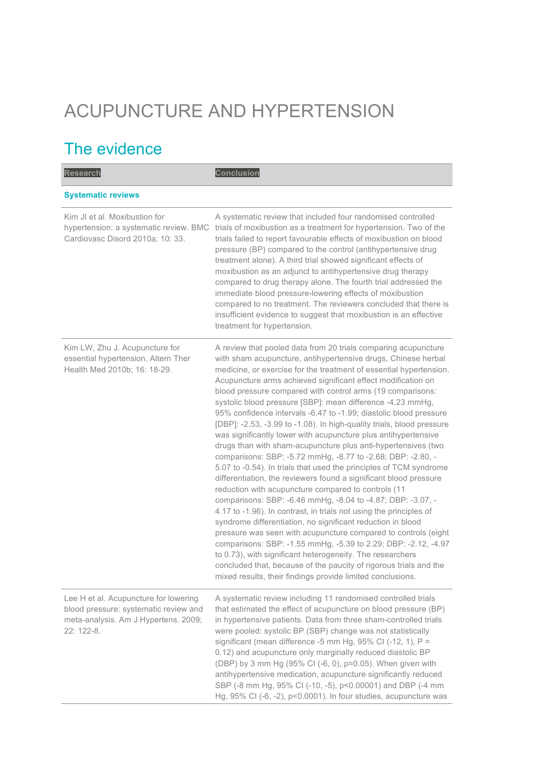# ACUPUNCTURE AND HYPERTENSION

## The evidence

| Research | Conclusion |
|---|---|
| **Systematic reviews** | |
| Kim JI et al. Moxibustion for hypertension: a systematic review. BMC Cardiovasc Disord 2010a; 10: 33. | A systematic review that included four randomised controlled trials of moxibustion as a treatment for hypertension. Two of the trials failed to report favourable effects of moxibustion on blood pressure (BP) compared to the control (antihypertensive drug treatment alone). A third trial showed significant effects of moxibustion as an adjunct to antihypertensive drug therapy compared to drug therapy alone. The fourth trial addressed the immediate blood pressure-lowering effects of moxibustion compared to no treatment. The reviewers concluded that there is insufficient evidence to suggest that moxibustion is an effective treatment for hypertension. |
| Kim LW, Zhu J. Acupuncture for essential hypertension. Altern Ther Health Med 2010b; 16: 18-29. | A review that pooled data from 20 trials comparing acupuncture with sham acupuncture, antihypertensive drugs, Chinese herbal medicine, or exercise for the treatment of essential hypertension. Acupuncture arms achieved significant effect modification on blood pressure compared with control arms (19 comparisons: systolic blood pressure [SBP]: mean difference -4.23 mmHg, 95% confidence intervals -6.47 to -1.99; diastolic blood pressure [DBP]: -2.53, -3.99 to -1.08). In high-quality trials, blood pressure was significantly lower with acupuncture plus antihypertensive drugs than with sham-acupuncture plus anti-hypertensives (two comparisons: SBP: -5.72 mmHg, -8.77 to -2.68; DBP: -2.80, -5.07 to -0.54). In trials that used the principles of TCM syndrome differentiation, the reviewers found a significant blood pressure reduction with acupuncture compared to controls (11 comparisons: SBP: -6.46 mmHg, -8.04 to -4.87; DBP: -3.07, -4.17 to -1.96). In contrast, in trials not using the principles of syndrome differentiation, no significant reduction in blood pressure was seen with acupuncture compared to controls (eight comparisons: SBP: -1.55 mmHg, -5.39 to 2.29; DBP: -2.12, -4.97 to 0.73), with significant heterogeneity. The researchers concluded that, because of the paucity of rigorous trials and the mixed results, their findings provide limited conclusions. |
| Lee H et al. Acupuncture for lowering blood pressure: systematic review and meta-analysis. Am J Hypertens. 2009; 22: 122-8. | A systematic review including 11 randomised controlled trials that estimated the effect of acupuncture on blood pressure (BP) in hypertensive patients. Data from three sham-controlled trials were pooled: systolic BP (SBP) change was not statistically significant (mean difference -5 mm Hg, 95% CI (-12, 1), P = 0.12) and acupuncture only marginally reduced diastolic BP (DBP) by 3 mm Hg (95% CI (-6, 0), p=0.05). When given with antihypertensive medication, acupuncture significantly reduced SBP (-8 mm Hg, 95% CI (-10, -5), p<0.00001) and DBP (-4 mm Hg, 95% CI (-6, -2), p<0.0001). In four studies, acupuncture was |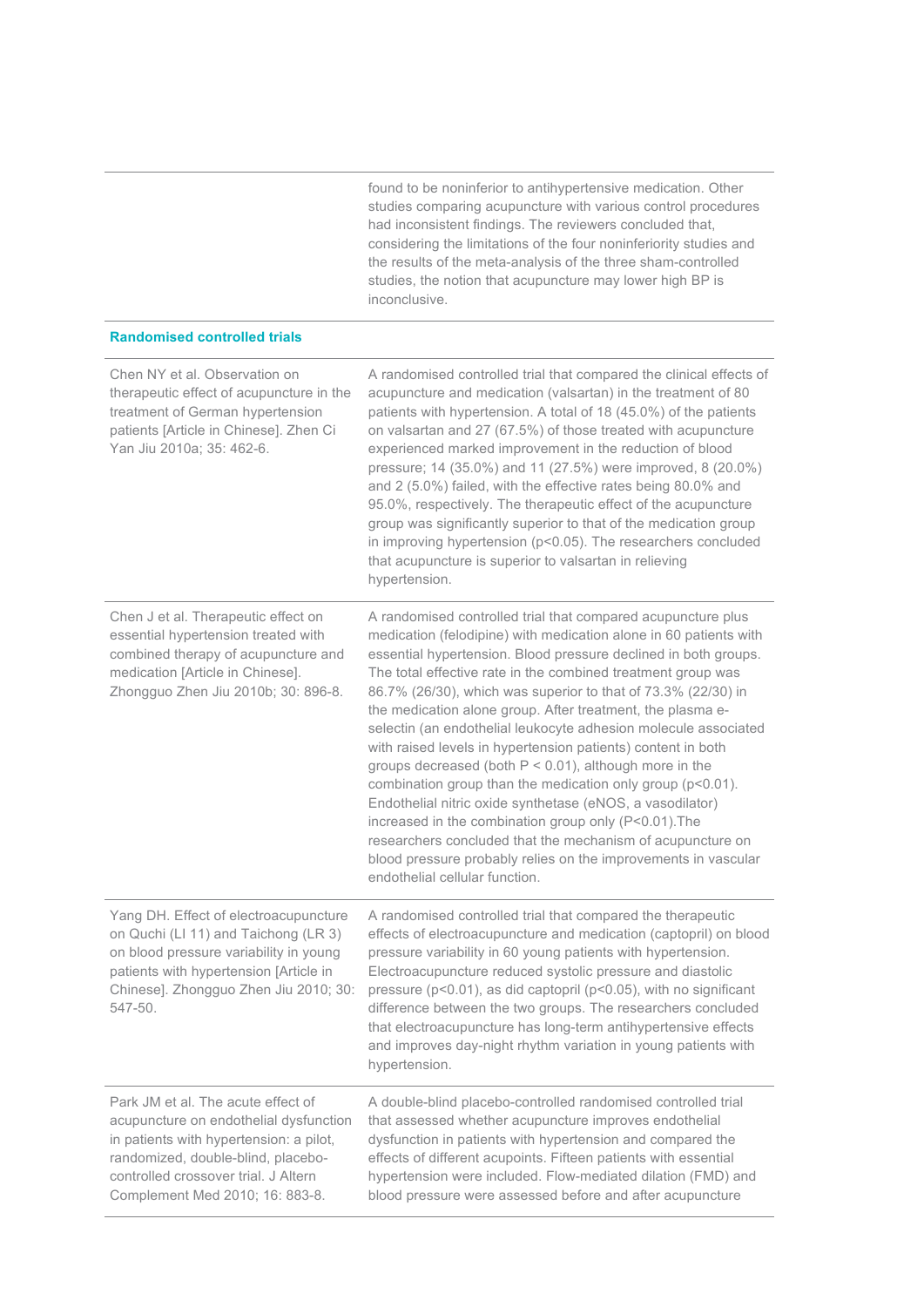| | |
|---|---|
| | found to be noninferior to antihypertensive medication. Other studies comparing acupuncture with various control procedures had inconsistent findings. The reviewers concluded that, considering the limitations of the four noninferiority studies and the results of the meta-analysis of the three sham-controlled studies, the notion that acupuncture may lower high BP is inconclusive. |
| **Randomised controlled trials** | |
| Chen NY et al. Observation on therapeutic effect of acupuncture in the treatment of German hypertension patients [Article in Chinese]. Zhen Ci Yan Jiu 2010a; 35: 462-6. | A randomised controlled trial that compared the clinical effects of acupuncture and medication (valsartan) in the treatment of 80 patients with hypertension. A total of 18 (45.0%) of the patients on valsartan and 27 (67.5%) of those treated with acupuncture experienced marked improvement in the reduction of blood pressure; 14 (35.0%) and 11 (27.5%) were improved, 8 (20.0%) and 2 (5.0%) failed, with the effective rates being 80.0% and 95.0%, respectively. The therapeutic effect of the acupuncture group was significantly superior to that of the medication group in improving hypertension ($p<0.05$). The researchers concluded that acupuncture is superior to valsartan in relieving hypertension. |
| Chen J et al. Therapeutic effect on essential hypertension treated with combined therapy of acupuncture and medication [Article in Chinese]. Zhongguo Zhen Jiu 2010b; 30: 896-8. | A randomised controlled trial that compared acupuncture plus medication (felodipine) with medication alone in 60 patients with essential hypertension. Blood pressure declined in both groups. The total effective rate in the combined treatment group was 86.7% (26/30), which was superior to that of 73.3% (22/30) in the medication alone group. After treatment, the plasma e-selectin (an endothelial leukocyte adhesion molecule associated with raised levels in hypertension patients) content in both groups decreased (both $P < 0.01$), although more in the combination group than the medication only group ($p<0.01$). Endothelial nitric oxide synthetase (eNOS, a vasodilator) increased in the combination group only ($P<0.01$).The researchers concluded that the mechanism of acupuncture on blood pressure probably relies on the improvements in vascular endothelial cellular function. |
| Yang DH. Effect of electroacupuncture on Quchi (LI 11) and Taichong (LR 3) on blood pressure variability in young patients with hypertension [Article in Chinese]. Zhongguo Zhen Jiu 2010; 30: 547-50. | A randomised controlled trial that compared the therapeutic effects of electroacupuncture and medication (captopril) on blood pressure variability in 60 young patients with hypertension. Electroacupuncture reduced systolic pressure and diastolic pressure ($p<0.01$), as did captopril ($p<0.05$), with no significant difference between the two groups. The researchers concluded that electroacupuncture has long-term antihypertensive effects and improves day-night rhythm variation in young patients with hypertension. |
| Park JM et al. The acute effect of acupuncture on endothelial dysfunction in patients with hypertension: a pilot, randomized, double-blind, placebo-controlled crossover trial. J Altern Complement Med 2010; 16: 883-8. | A double-blind placebo-controlled randomised controlled trial that assessed whether acupuncture improves endothelial dysfunction in patients with hypertension and compared the effects of different acupoints. Fifteen patients with essential hypertension were included. Flow-mediated dilation (FMD) and blood pressure were assessed before and after acupuncture |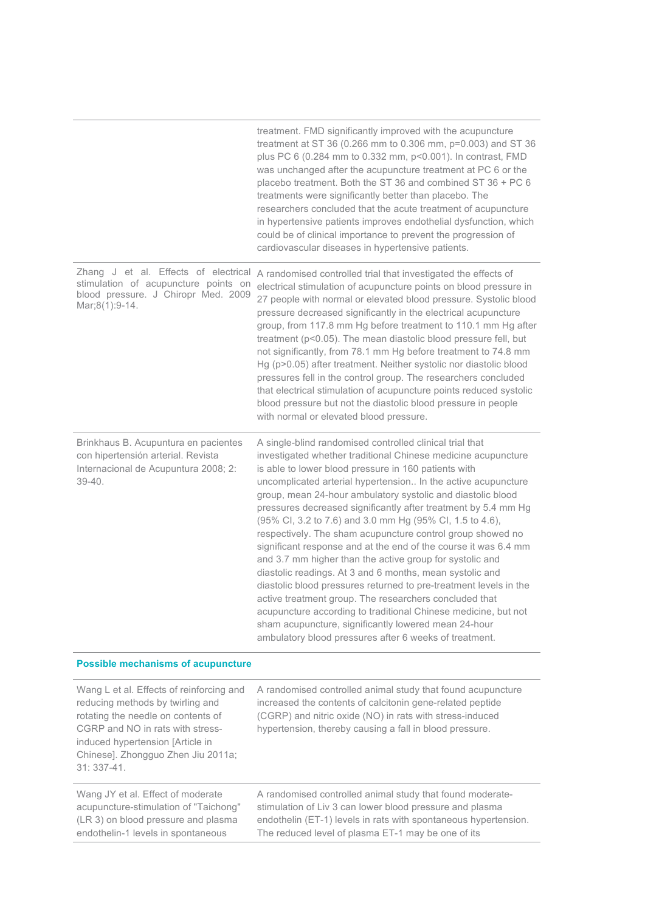| | |
|---|---|
| | treatment. FMD significantly improved with the acupuncture treatment at ST 36 (0.266 mm to 0.306 mm, p=0.003) and ST 36 plus PC 6 (0.284 mm to 0.332 mm, p<0.001). In contrast, FMD was unchanged after the acupuncture treatment at PC 6 or the placebo treatment. Both the ST 36 and combined ST 36 + PC 6 treatments were significantly better than placebo. The researchers concluded that the acute treatment of acupuncture in hypertensive patients improves endothelial dysfunction, which could be of clinical importance to prevent the progression of cardiovascular diseases in hypertensive patients. |
| Zhang J et al. Effects of electrical stimulation of acupuncture points on blood pressure. J Chiropr Med. 2009 Mar;8(1):9-14. | A randomised controlled trial that investigated the effects of electrical stimulation of acupuncture points on blood pressure in 27 people with normal or elevated blood pressure. Systolic blood pressure decreased significantly in the electrical acupuncture group, from 117.8 mm Hg before treatment to 110.1 mm Hg after treatment (p<0.05). The mean diastolic blood pressure fell, but not significantly, from 78.1 mm Hg before treatment to 74.8 mm Hg (p>0.05) after treatment. Neither systolic nor diastolic blood pressures fell in the control group. The researchers concluded that electrical stimulation of acupuncture points reduced systolic blood pressure but not the diastolic blood pressure in people with normal or elevated blood pressure. |
| Brinkhaus B. Acupuntura en pacientes con hipertensión arterial. Revista Internacional de Acupuntura 2008; 2: 39-40. | A single-blind randomised controlled clinical trial that investigated whether traditional Chinese medicine acupuncture is able to lower blood pressure in 160 patients with uncomplicated arterial hypertension.. In the active acupuncture group, mean 24-hour ambulatory systolic and diastolic blood pressures decreased significantly after treatment by 5.4 mm Hg (95% CI, 3.2 to 7.6) and 3.0 mm Hg (95% CI, 1.5 to 4.6), respectively. The sham acupuncture control group showed no significant response and at the end of the course it was 6.4 mm and 3.7 mm higher than the active group for systolic and diastolic readings. At 3 and 6 months, mean systolic and diastolic blood pressures returned to pre-treatment levels in the active treatment group. The researchers concluded that acupuncture according to traditional Chinese medicine, but not sham acupuncture, significantly lowered mean 24-hour ambulatory blood pressures after 6 weeks of treatment. |
| **Possible mechanisms of acupuncture** | |
| Wang L et al. Effects of reinforcing and reducing methods by twirling and rotating the needle on contents of CGRP and NO in rats with stress-induced hypertension [Article in Chinese]. Zhongguo Zhen Jiu 2011a; 31: 337-41. | A randomised controlled animal study that found acupuncture increased the contents of calcitonin gene-related peptide (CGRP) and nitric oxide (NO) in rats with stress-induced hypertension, thereby causing a fall in blood pressure. |
| Wang JY et al. Effect of moderate acupuncture-stimulation of "Taichong" (LR 3) on blood pressure and plasma endothelin-1 levels in spontaneous | A randomised controlled animal study that found moderate-stimulation of Liv 3 can lower blood pressure and plasma endothelin (ET-1) levels in rats with spontaneous hypertension. The reduced level of plasma ET-1 may be one of its |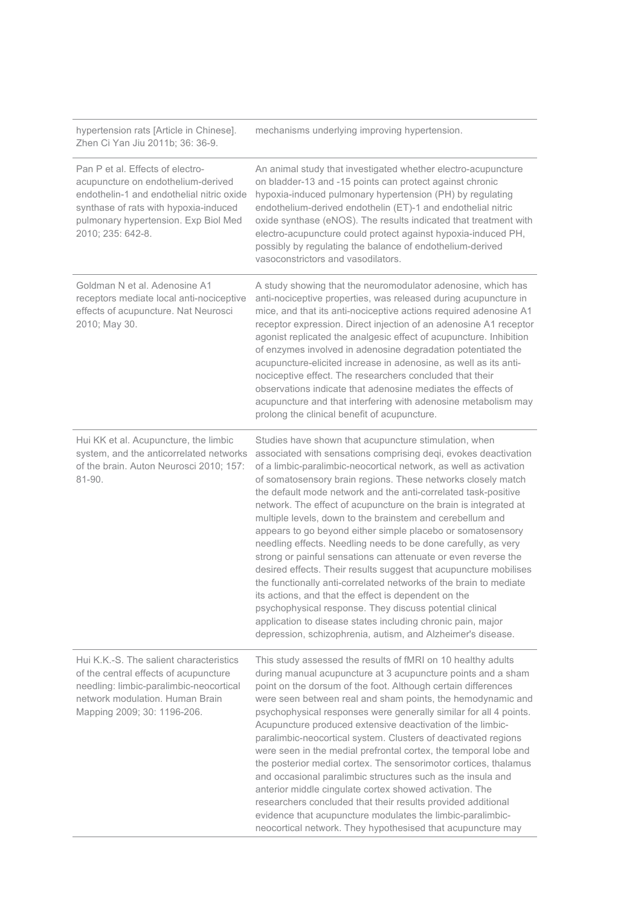| | |
|---|---|
| hypertension rats [Article in Chinese]. Zhen Ci Yan Jiu 2011b; 36: 36-9. | mechanisms underlying improving hypertension. |
| Pan P et al. Effects of electro-acupuncture on endothelium-derived endothelin-1 and endothelial nitric oxide synthase of rats with hypoxia-induced pulmonary hypertension. Exp Biol Med 2010; 235: 642-8. | An animal study that investigated whether electro-acupuncture on bladder-13 and -15 points can protect against chronic hypoxia-induced pulmonary hypertension (PH) by regulating endothelium-derived endothelin (ET)-1 and endothelial nitric oxide synthase (eNOS). The results indicated that treatment with electro-acupuncture could protect against hypoxia-induced PH, possibly by regulating the balance of endothelium-derived vasoconstrictors and vasodilators. |
| Goldman N et al. Adenosine A1 receptors mediate local anti-nociceptive effects of acupuncture. Nat Neurosci 2010; May 30. | A study showing that the neuromodulator adenosine, which has anti-nociceptive properties, was released during acupuncture in mice, and that its anti-nociceptive actions required adenosine A1 receptor expression. Direct injection of an adenosine A1 receptor agonist replicated the analgesic effect of acupuncture. Inhibition of enzymes involved in adenosine degradation potentiated the acupuncture-elicited increase in adenosine, as well as its anti-nociceptive effect. The researchers concluded that their observations indicate that adenosine mediates the effects of acupuncture and that interfering with adenosine metabolism may prolong the clinical benefit of acupuncture. |
| Hui KK et al. Acupuncture, the limbic system, and the anticorrelated networks of the brain. Auton Neurosci 2010; 157: 81-90. | Studies have shown that acupuncture stimulation, when associated with sensations comprising deqi, evokes deactivation of a limbic-paralimbic-neocortical network, as well as activation of somatosensory brain regions. These networks closely match the default mode network and the anti-correlated task-positive network. The effect of acupuncture on the brain is integrated at multiple levels, down to the brainstem and cerebellum and appears to go beyond either simple placebo or somatosensory needling effects. Needling needs to be done carefully, as very strong or painful sensations can attenuate or even reverse the desired effects. Their results suggest that acupuncture mobilises the functionally anti-correlated networks of the brain to mediate its actions, and that the effect is dependent on the psychophysical response. They discuss potential clinical application to disease states including chronic pain, major depression, schizophrenia, autism, and Alzheimer's disease. |
| Hui K.K.-S. The salient characteristics of the central effects of acupuncture needling: limbic-paralimbic-neocortical network modulation. Human Brain Mapping 2009; 30: 1196-206. | This study assessed the results of fMRI on 10 healthy adults during manual acupuncture at 3 acupuncture points and a sham point on the dorsum of the foot. Although certain differences were seen between real and sham points, the hemodynamic and psychophysical responses were generally similar for all 4 points. Acupuncture produced extensive deactivation of the limbic-paralimbic-neocortical system. Clusters of deactivated regions were seen in the medial prefrontal cortex, the temporal lobe and the posterior medial cortex. The sensorimotor cortices, thalamus and occasional paralimbic structures such as the insula and anterior middle cingulate cortex showed activation. The researchers concluded that their results provided additional evidence that acupuncture modulates the limbic-paralimbic-neocortical network. They hypothesised that acupuncture may |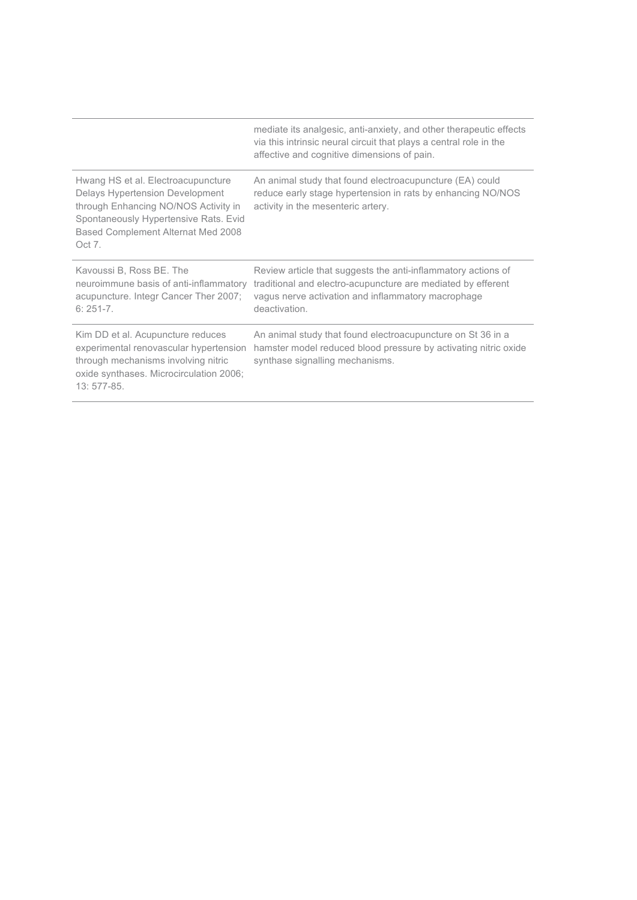| | |
|---|---|
| | mediate its analgesic, anti-anxiety, and other therapeutic effects via this intrinsic neural circuit that plays a central role in the affective and cognitive dimensions of pain. |
| Hwang HS et al. Electroacupuncture Delays Hypertension Development through Enhancing NO/NOS Activity in Spontaneously Hypertensive Rats. Evid Based Complement Alternat Med 2008 Oct 7. | An animal study that found electroacupuncture (EA) could reduce early stage hypertension in rats by enhancing NO/NOS activity in the mesenteric artery. |
| Kavoussi B, Ross BE. The neuroimmune basis of anti-inflammatory acupuncture. Integr Cancer Ther 2007; 6: 251-7. | Review article that suggests the anti-inflammatory actions of traditional and electro-acupuncture are mediated by efferent vagus nerve activation and inflammatory macrophage deactivation. |
| Kim DD et al. Acupuncture reduces experimental renovascular hypertension through mechanisms involving nitric oxide synthases. Microcirculation 2006; 13: 577-85. | An animal study that found electroacupuncture on St 36 in a hamster model reduced blood pressure by activating nitric oxide synthase signalling mechanisms. |